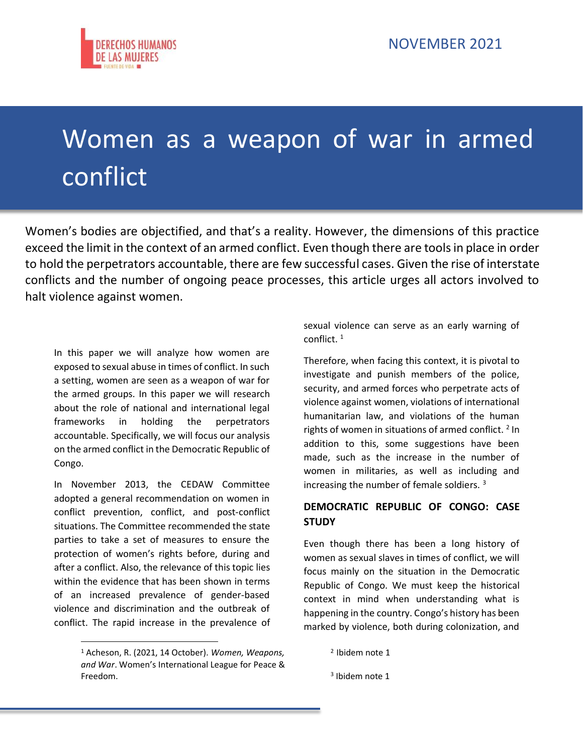# Women as a weapon of war in armed conflict

NOVEMBER 2021

Women's bodies are objectified, and that's a reality. However, the dimensions of this practice exceed the limit in the context of an armed conflict. Even though there are tools in place in order to hold the perpetrators accountable, there are few successful cases. Given the rise of interstate conflicts and the number of ongoing peace processes, this article urges all actors involved to halt violence against women.

In this paper we will analyze how women are exposed to sexual abuse in times of conflict. In such a setting, women are seen as a weapon of war for the armed groups. In this paper we will research about the role of national and international legal frameworks in holding the perpetrators accountable. Specifically, we will focus our analysis on the armed conflict in the Democratic Republic of Congo.

In November 2013, the CEDAW Committee adopted a general recommendation on women in conflict prevention, conflict, and post-conflict situations. The Committee recommended the state parties to take a set of measures to ensure the protection of women's rights before, during and after a conflict. Also, the relevance of this topic lies within the evidence that has been shown in terms of an increased prevalence of gender-based violence and discrimination and the outbreak of conflict. The rapid increase in the prevalence of sexual violence can serve as an early warning of conflict. [1]

Therefore, when facing this context, it is pivotal to investigate and punish members of the police, security, and armed forces who perpetrate acts of violence against women, violations of international humanitarian law, and violations of the human rights of women in situations of armed conflict. [2] In addition to this, some suggestions have been made, such as the increase in the number of women in militaries, as well as including and increasing the number of female soldiers. [3]

## DEMOCRATIC REPUBLIC OF CONGO: CASE STUDY

Even though there has been a long history of women as sexual slaves in times of conflict, we will focus mainly on the situation in the Democratic Republic of Congo. We must keep the historical context in mind when understanding what is happening in the country. Congo's history has been marked by violence, both during colonization, and

---

[1] Acheson, R. (2021, 14 October). *Women, Weapons, and War*. Women's International League for Peace & Freedom.

[2] Ibidem note 1

[3] Ibidem note 1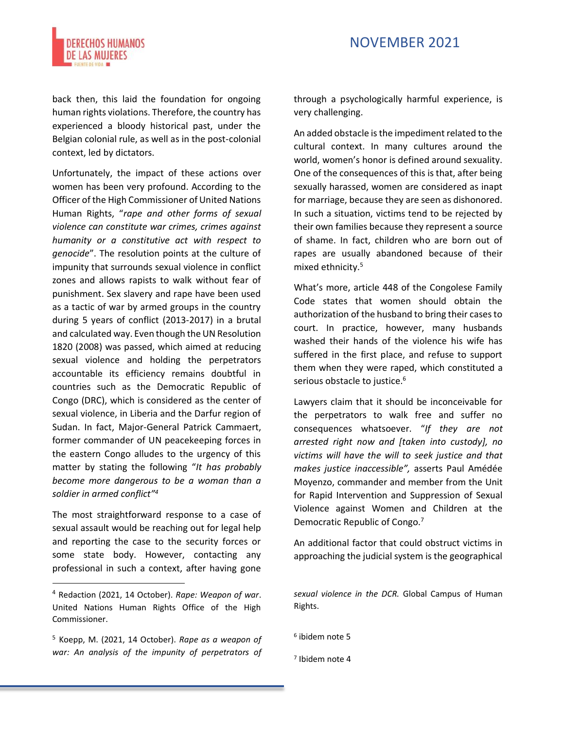back then, this laid the foundation for ongoing human rights violations. Therefore, the country has experienced a bloody historical past, under the Belgian colonial rule, as well as in the post-colonial context, led by dictators.

Unfortunately, the impact of these actions over women has been very profound. According to the Officer of the High Commissioner of United Nations Human Rights, "*rape and other forms of sexual violence can constitute war crimes, crimes against humanity or a constitutive act with respect to genocide*". The resolution points at the culture of impunity that surrounds sexual violence in conflict zones and allows rapists to walk without fear of punishment. Sex slavery and rape have been used as a tactic of war by armed groups in the country during 5 years of conflict (2013-2017) in a brutal and calculated way. Even though the UN Resolution 1820 (2008) was passed, which aimed at reducing sexual violence and holding the perpetrators accountable its efficiency remains doubtful in countries such as the Democratic Republic of Congo (DRC), which is considered as the center of sexual violence, in Liberia and the Darfur region of Sudan. In fact, Major-General Patrick Cammaert, former commander of UN peacekeeping forces in the eastern Congo alludes to the urgency of this matter by stating the following "*It has probably become more dangerous to be a woman than a soldier in armed conflict*"[4]

The most straightforward response to a case of sexual assault would be reaching out for legal help and reporting the case to the security forces or some state body. However, contacting any professional in such a context, after having gone through a psychologically harmful experience, is very challenging.

An added obstacle is the impediment related to the cultural context. In many cultures around the world, women's honor is defined around sexuality. One of the consequences of this is that, after being sexually harassed, women are considered as inapt for marriage, because they are seen as dishonored. In such a situation, victims tend to be rejected by their own families because they represent a source of shame. In fact, children who are born out of rapes are usually abandoned because of their mixed ethnicity.[5]

What's more, article 448 of the Congolese Family Code states that women should obtain the authorization of the husband to bring their cases to court. In practice, however, many husbands washed their hands of the violence his wife has suffered in the first place, and refuse to support them when they were raped, which constituted a serious obstacle to justice.[6]

Lawyers claim that it should be inconceivable for the perpetrators to walk free and suffer no consequences whatsoever. "*If they are not arrested right now and [taken into custody], no victims will have the will to seek justice and that makes justice inaccessible",* asserts Paul Amédée Moyenzo, commander and member from the Unit for Rapid Intervention and Suppression of Sexual Violence against Women and Children at the Democratic Republic of Congo.[7]

An additional factor that could obstruct victims in approaching the judicial system is the geographical

---

[4] Redaction (2021, 14 October). *Rape: Weapon of war*. United Nations Human Rights Office of the High Commissioner.

[5] Koepp, M. (2021, 14 October). *Rape as a weapon of war: An analysis of the impunity of perpetrators of sexual violence in the DCR.* Global Campus of Human Rights.

[6] ibidem note 5

[7] Ibidem note 4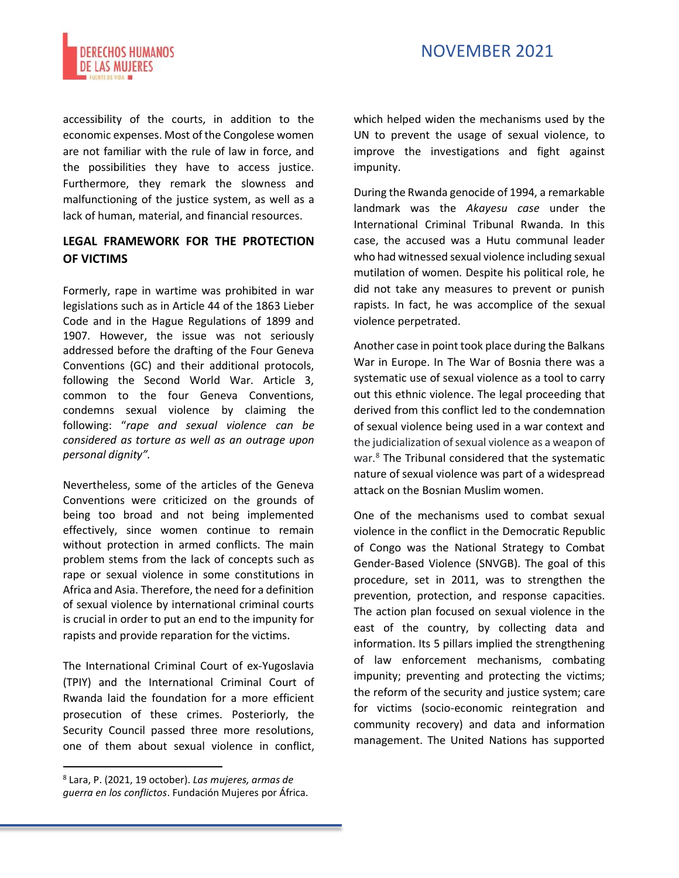accessibility of the courts, in addition to the economic expenses. Most of the Congolese women are not familiar with the rule of law in force, and the possibilities they have to access justice. Furthermore, they remark the slowness and malfunctioning of the justice system, as well as a lack of human, material, and financial resources.

## LEGAL FRAMEWORK FOR THE PROTECTION OF VICTIMS

Formerly, rape in wartime was prohibited in war legislations such as in Article 44 of the 1863 Lieber Code and in the Hague Regulations of 1899 and 1907. However, the issue was not seriously addressed before the drafting of the Four Geneva Conventions (GC) and their additional protocols, following the Second World War. Article 3, common to the four Geneva Conventions, condemns sexual violence by claiming the following: "*rape and sexual violence can be considered as torture as well as an outrage upon personal dignity".*

Nevertheless, some of the articles of the Geneva Conventions were criticized on the grounds of being too broad and not being implemented effectively, since women continue to remain without protection in armed conflicts. The main problem stems from the lack of concepts such as rape or sexual violence in some constitutions in Africa and Asia. Therefore, the need for a definition of sexual violence by international criminal courts is crucial in order to put an end to the impunity for rapists and provide reparation for the victims.

The International Criminal Court of ex-Yugoslavia (TPIY) and the International Criminal Court of Rwanda laid the foundation for a more efficient prosecution of these crimes. Posteriorly, the Security Council passed three more resolutions, one of them about sexual violence in conflict, which helped widen the mechanisms used by the UN to prevent the usage of sexual violence, to improve the investigations and fight against impunity.

During the Rwanda genocide of 1994, a remarkable landmark was the *Akayesu case* under the International Criminal Tribunal Rwanda. In this case, the accused was a Hutu communal leader who had witnessed sexual violence including sexual mutilation of women. Despite his political role, he did not take any measures to prevent or punish rapists. In fact, he was accomplice of the sexual violence perpetrated.

Another case in point took place during the Balkans War in Europe. In The War of Bosnia there was a systematic use of sexual violence as a tool to carry out this ethnic violence. The legal proceeding that derived from this conflict led to the condemnation of sexual violence being used in a war context and the judicialization of sexual violence as a weapon of war.[8] The Tribunal considered that the systematic nature of sexual violence was part of a widespread attack on the Bosnian Muslim women.

One of the mechanisms used to combat sexual violence in the conflict in the Democratic Republic of Congo was the National Strategy to Combat Gender-Based Violence (SNVGB). The goal of this procedure, set in 2011, was to strengthen the prevention, protection, and response capacities. The action plan focused on sexual violence in the east of the country, by collecting data and information. Its 5 pillars implied the strengthening of law enforcement mechanisms, combating impunity; preventing and protecting the victims; the reform of the security and justice system; care for victims (socio-economic reintegration and community recovery) and data and information management. The United Nations has supported

---

[8] Lara, P. (2021, 19 october). *Las mujeres, armas de guerra en los conflictos*. Fundación Mujeres por África.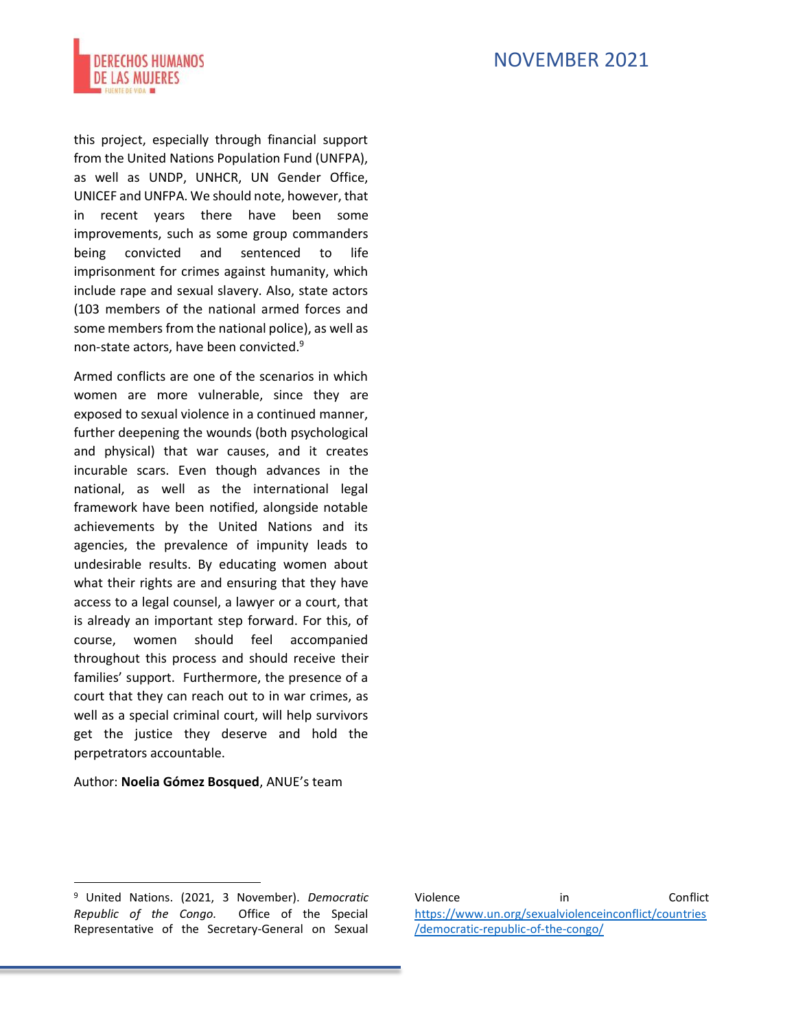this project, especially through financial support from the United Nations Population Fund (UNFPA), as well as UNDP, UNHCR, UN Gender Office, UNICEF and UNFPA. We should note, however, that in recent years there have been some improvements, such as some group commanders being convicted and sentenced to life imprisonment for crimes against humanity, which include rape and sexual slavery. Also, state actors (103 members of the national armed forces and some members from the national police), as well as non-state actors, have been convicted.[9]

Armed conflicts are one of the scenarios in which women are more vulnerable, since they are exposed to sexual violence in a continued manner, further deepening the wounds (both psychological and physical) that war causes, and it creates incurable scars. Even though advances in the national, as well as the international legal framework have been notified, alongside notable achievements by the United Nations and its agencies, the prevalence of impunity leads to undesirable results. By educating women about what their rights are and ensuring that they have access to a legal counsel, a lawyer or a court, that is already an important step forward. For this, of course, women should feel accompanied throughout this process and should receive their families' support. Furthermore, the presence of a court that they can reach out to in war crimes, as well as a special criminal court, will help survivors get the justice they deserve and hold the perpetrators accountable.

Author: **Noelia Gómez Bosqued**, ANUE's team

---

[9] United Nations. (2021, 3 November). *Democratic Republic of the Congo.* Office of the Special Representative of the Secretary-General on Sexual Violence in Conflict https://www.un.org/sexualviolenceinconflict/countries/democratic-republic-of-the-congo/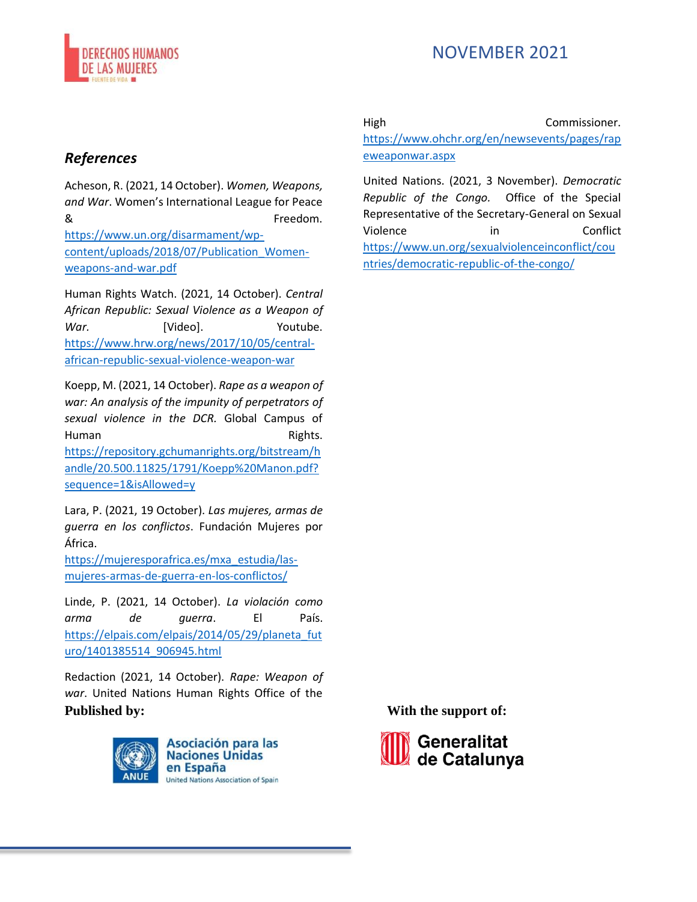## *References*

Acheson, R. (2021, 14 October). *Women, Weapons, and War*. Women's International League for Peace & Freedom. https://www.un.org/disarmament/wp-content/uploads/2018/07/Publication_Women-weapons-and-war.pdf

Human Rights Watch. (2021, 14 October). *Central African Republic: Sexual Violence as a Weapon of War.* [Video]. Youtube. https://www.hrw.org/news/2017/10/05/central-african-republic-sexual-violence-weapon-war

Koepp, M. (2021, 14 October). *Rape as a weapon of war: An analysis of the impunity of perpetrators of sexual violence in the DCR.* Global Campus of Human Rights. https://repository.gchumanrights.org/bitstream/handle/20.500.11825/1791/Koepp%20Manon.pdf?sequence=1&isAllowed=y

Lara, P. (2021, 19 October). *Las mujeres, armas de guerra en los conflictos*. Fundación Mujeres por África. https://mujeresporafrica.es/mxa_estudia/las-mujeres-armas-de-guerra-en-los-conflictos/

Linde, P. (2021, 14 October). *La violación como arma de guerra*. El País. https://elpais.com/elpais/2014/05/29/planeta_futuro/1401385514_906945.html

Redaction (2021, 14 October). *Rape: Weapon of war*. United Nations Human Rights Office of the High Commissioner. https://www.ohchr.org/en/newsevents/pages/rapeweaponwar.aspx

United Nations. (2021, 3 November). *Democratic Republic of the Congo.* Office of the Special Representative of the Secretary-General on Sexual Violence in Conflict https://www.un.org/sexualviolenceinconflict/countries/democratic-republic-of-the-congo/

**Published by:**

Asociación para las Naciones Unidas en España
United Nations Association of Spain

**With the support of:**

Generalitat de Catalunya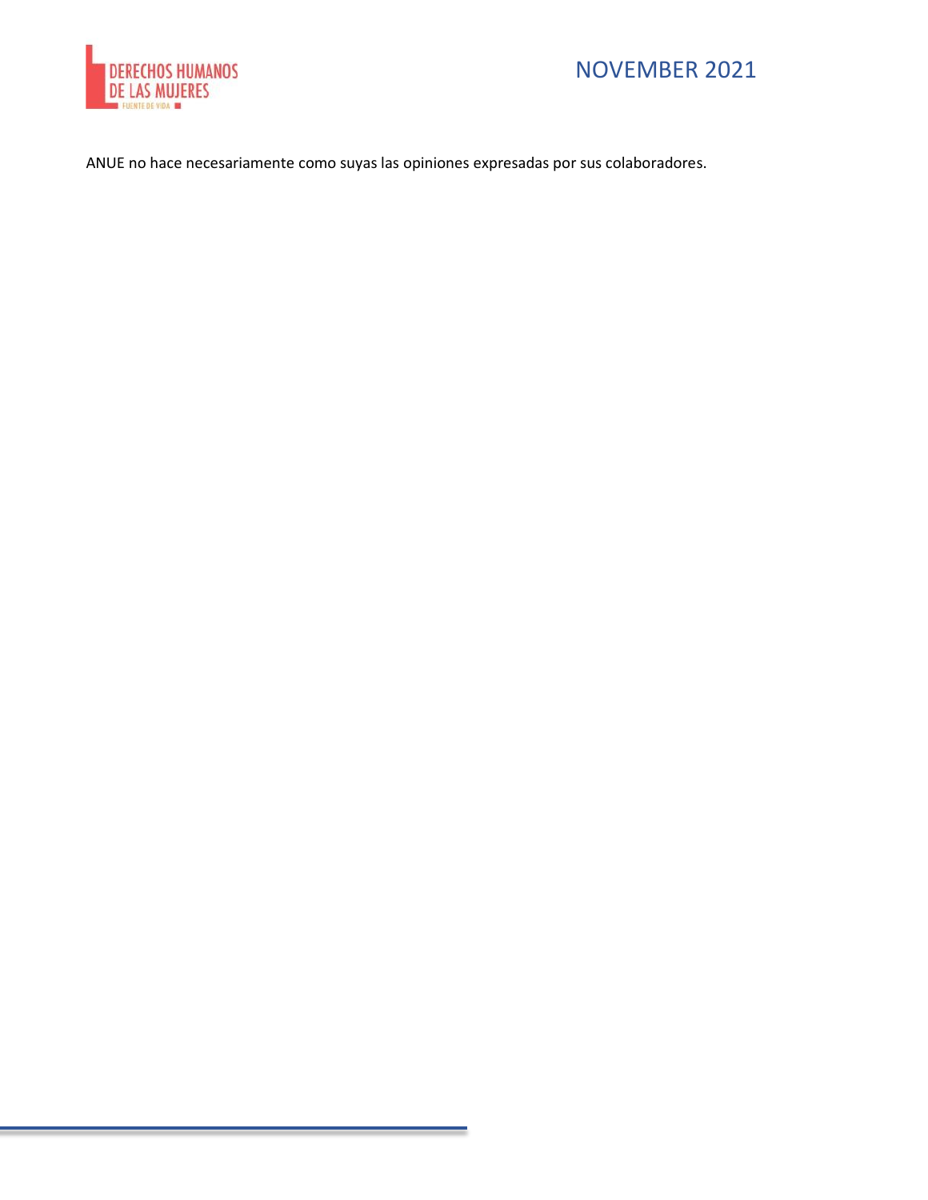ANUE no hace necesariamente como suyas las opiniones expresadas por sus colaboradores.